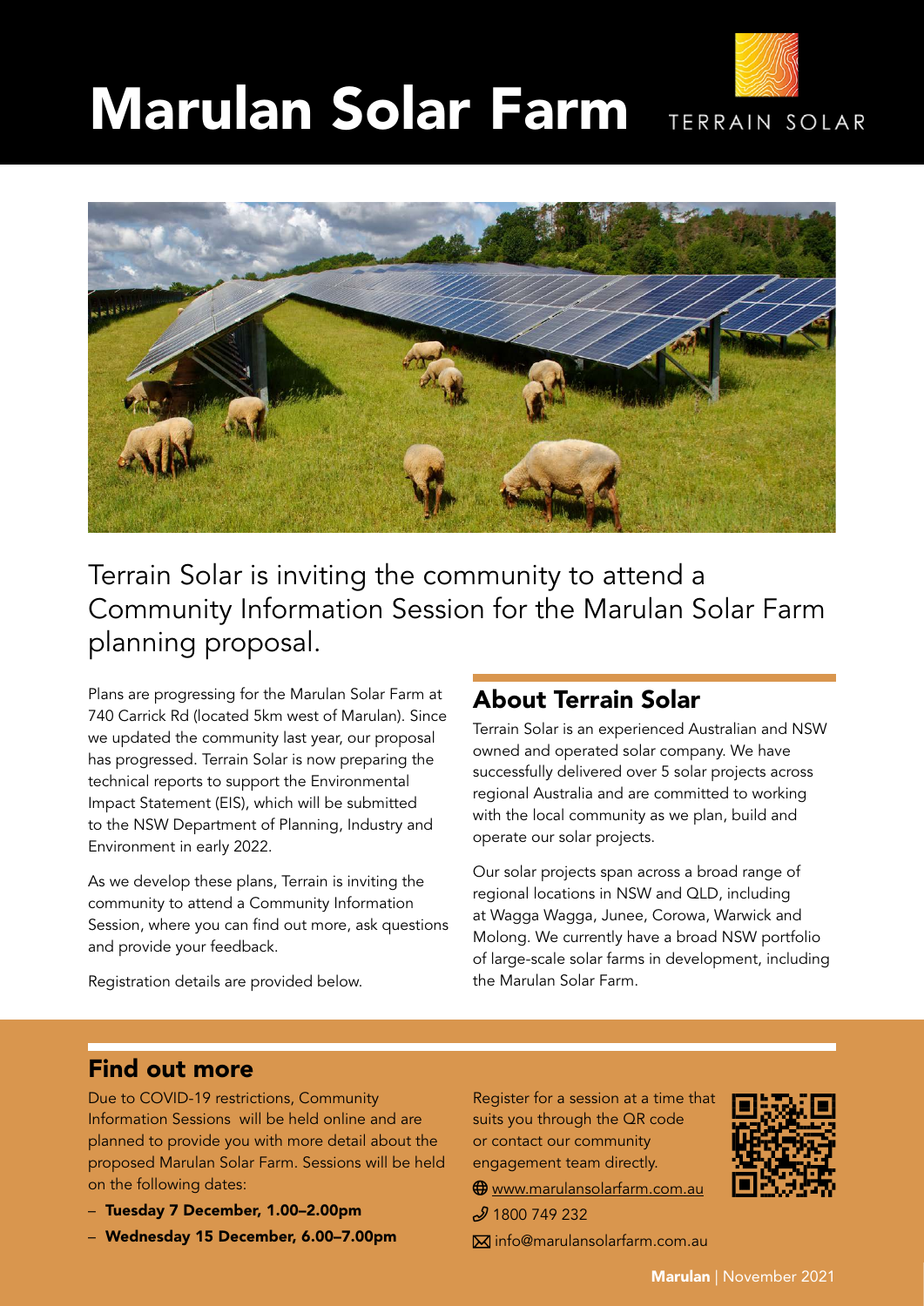# Marulan Solar Farm

TERRAIN SOLAR

Terrain Solar is inviting the community to attend a Community Information Session for the Marulan Solar Farm planning proposal.

Plans are progressing for the Marulan Solar Farm at 740 Carrick Rd (located 5km west of Marulan). Since we updated the community last year, our proposal has progressed. Terrain Solar is now preparing the technical reports to support the Environmental Impact Statement (EIS), which will be submitted to the NSW Department of Planning, Industry and Environment in early 2022.

As we develop these plans, Terrain is inviting the community to attend a Community Information Session, where you can find out more, ask questions and provide your feedback.

Registration details are provided below.

## About Terrain Solar

Terrain Solar is an experienced Australian and NSW owned and operated solar company. We have successfully delivered over 5 solar projects across regional Australia and are committed to working with the local community as we plan, build and operate our solar projects.

Our solar projects span across a broad range of regional locations in NSW and QLD, including at Wagga Wagga, Junee, Corowa, Warwick and Molong. We currently have a broad NSW portfolio of large-scale solar farms in development, including the Marulan Solar Farm.

## Find out more

Due to COVID-19 restrictions, Community Information Sessions will be held online and are planned to provide you with more detail about the proposed Marulan Solar Farm. Sessions will be held on the following dates:

- **Tuesday 7 December, 1.00–2.00pm**
- **Wednesday 15 December, 6.00–7.00pm**

Register for a session at a time that suits you through the QR code or contact our community engagement team directly.

www.marulansolarfarm.com.au

1800 749 232

info@marulansolarfarm.com.au

**Marulan** | November 2021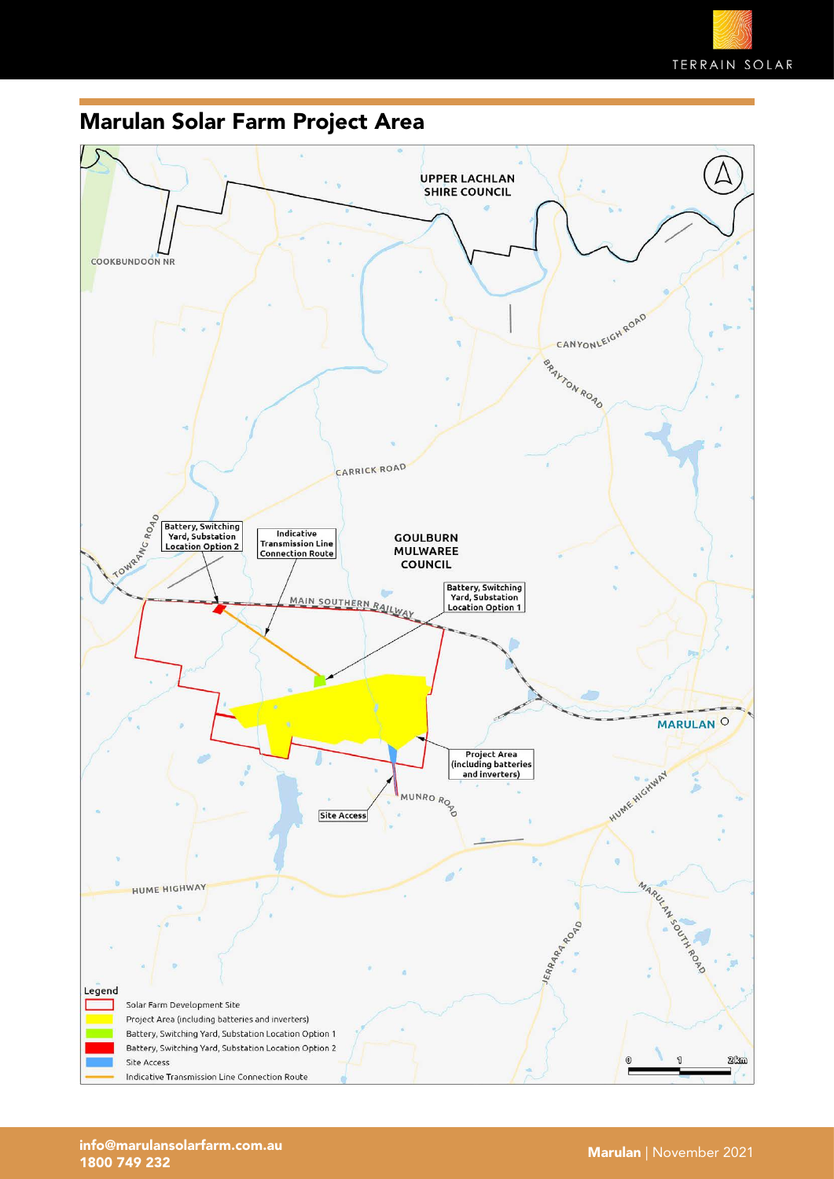## Marulan Solar Farm Project Area

UPPER LACHLAN SHIRE COUNCIL

COOKBUNDOON NR

CANYONLEIGH ROAD

BRAYTON ROAD

CARRICK ROAD

TOWRANG ROAD

Battery, Switching Yard, Substation Location Option 2

Indicative Transmission Line Connection Route

GOULBURN MULWAREE COUNCIL

Battery, Switching Yard, Substation Location Option 1

MAIN SOUTHERN RAILWAY

MARULAN

Project Area (including batteries and inverters)

MUNRO ROAD

Site Access

HUME HIGHWAY

HUME HIGHWAY

JERRARA ROAD

MARULAN SOUTH ROAD

Legend

- Solar Farm Development Site
- Project Area (including batteries and inverters)
- Battery, Switching Yard, Substation Location Option 1
- Battery, Switching Yard, Substation Location Option 2
- Site Access
- Indicative Transmission Line Connection Route

0 1 2 km

info@marulansolarfarm.com.au
1800 749 232

**Marulan** | November 2021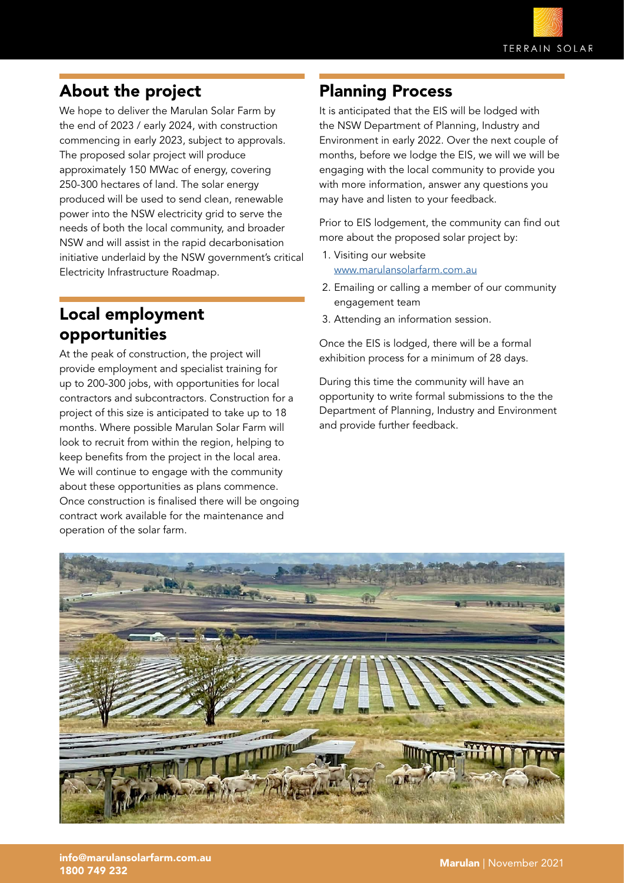## About the project

We hope to deliver the Marulan Solar Farm by the end of 2023 / early 2024, with construction commencing in early 2023, subject to approvals. The proposed solar project will produce approximately 150 MWac of energy, covering 250-300 hectares of land. The solar energy produced will be used to send clean, renewable power into the NSW electricity grid to serve the needs of both the local community, and broader NSW and will assist in the rapid decarbonisation initiative underlaid by the NSW government's critical Electricity Infrastructure Roadmap.

## Local employment opportunities

At the peak of construction, the project will provide employment and specialist training for up to 200-300 jobs, with opportunities for local contractors and subcontractors. Construction for a project of this size is anticipated to take up to 18 months. Where possible Marulan Solar Farm will look to recruit from within the region, helping to keep benefits from the project in the local area. We will continue to engage with the community about these opportunities as plans commence. Once construction is finalised there will be ongoing contract work available for the maintenance and operation of the solar farm.

## Planning Process

It is anticipated that the EIS will be lodged with the NSW Department of Planning, Industry and Environment in early 2022. Over the next couple of months, before we lodge the EIS, we will we will be engaging with the local community to provide you with more information, answer any questions you may have and listen to your feedback.

Prior to EIS lodgement, the community can find out more about the proposed solar project by:

1. Visiting our website www.marulansolarfarm.com.au
2. Emailing or calling a member of our community engagement team
3. Attending an information session.

Once the EIS is lodged, there will be a formal exhibition process for a minimum of 28 days.

During this time the community will have an opportunity to write formal submissions to the the Department of Planning, Industry and Environment and provide further feedback.

info@marulansolarfarm.com.au
1800 749 232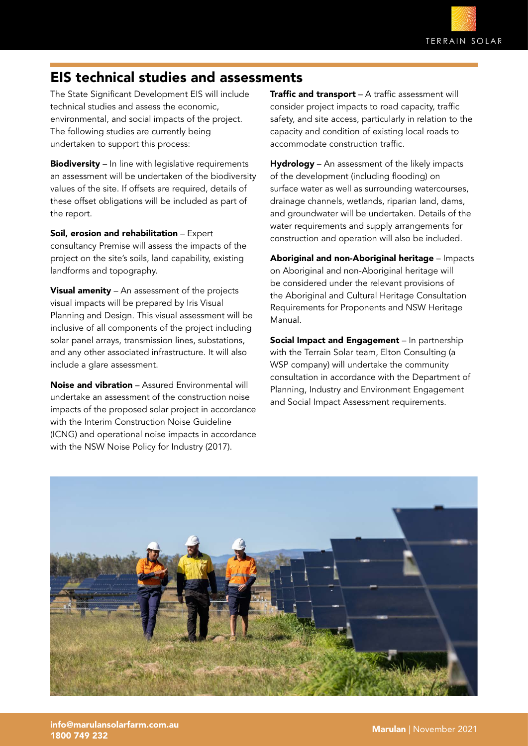## EIS technical studies and assessments

The State Significant Development EIS will include technical studies and assess the economic, environmental, and social impacts of the project. The following studies are currently being undertaken to support this process:

**Biodiversity** – In line with legislative requirements an assessment will be undertaken of the biodiversity values of the site. If offsets are required, details of these offset obligations will be included as part of the report.

**Soil, erosion and rehabilitation** – Expert consultancy Premise will assess the impacts of the project on the site's soils, land capability, existing landforms and topography.

**Visual amenity** – An assessment of the projects visual impacts will be prepared by Iris Visual Planning and Design. This visual assessment will be inclusive of all components of the project including solar panel arrays, transmission lines, substations, and any other associated infrastructure. It will also include a glare assessment.

**Noise and vibration** – Assured Environmental will undertake an assessment of the construction noise impacts of the proposed solar project in accordance with the Interim Construction Noise Guideline (ICNG) and operational noise impacts in accordance with the NSW Noise Policy for Industry (2017).

**Traffic and transport** – A traffic assessment will consider project impacts to road capacity, traffic safety, and site access, particularly in relation to the capacity and condition of existing local roads to accommodate construction traffic.

**Hydrology** – An assessment of the likely impacts of the development (including flooding) on surface water as well as surrounding watercourses, drainage channels, wetlands, riparian land, dams, and groundwater will be undertaken. Details of the water requirements and supply arrangements for construction and operation will also be included.

**Aboriginal and non-Aboriginal heritage** – Impacts on Aboriginal and non-Aboriginal heritage will be considered under the relevant provisions of the Aboriginal and Cultural Heritage Consultation Requirements for Proponents and NSW Heritage Manual.

**Social Impact and Engagement** – In partnership with the Terrain Solar team, Elton Consulting (a WSP company) will undertake the community consultation in accordance with the Department of Planning, Industry and Environment Engagement and Social Impact Assessment requirements.

info@marulansolarfarm.com.au
1800 749 232

**Marulan** | November 2021